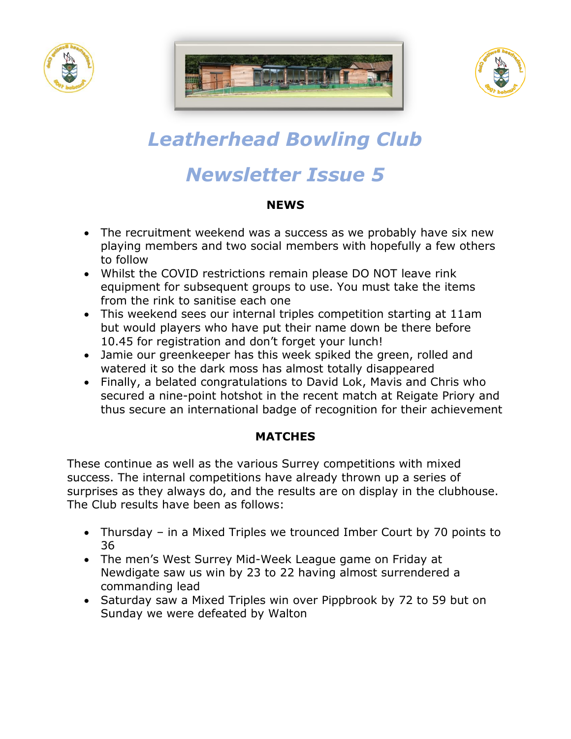# Leatherhead Bowling Club

# Newsletter Issue 5

## NEWS

- The recruitment weekend was a success as we probably have six new playing members and two social members with hopefully a few others to follow
- Whilst the COVID restrictions remain please DO NOT leave rink equipment for subsequent groups to use. You must take the items from the rink to sanitise each one
- This weekend sees our internal triples competition starting at 11am but would players who have put their name down be there before 10.45 for registration and don't forget your lunch!
- Jamie our greenkeeper has this week spiked the green, rolled and watered it so the dark moss has almost totally disappeared
- Finally, a belated congratulations to David Lok, Mavis and Chris who secured a nine-point hotshot in the recent match at Reigate Priory and thus secure an international badge of recognition for their achievement

## MATCHES

These continue as well as the various Surrey competitions with mixed success. The internal competitions have already thrown up a series of surprises as they always do, and the results are on display in the clubhouse. The Club results have been as follows:

- Thursday – in a Mixed Triples we trounced Imber Court by 70 points to 36
- The men's West Surrey Mid-Week League game on Friday at Newdigate saw us win by 23 to 22 having almost surrendered a commanding lead
- Saturday saw a Mixed Triples win over Pippbrook by 72 to 59 but on Sunday we were defeated by Walton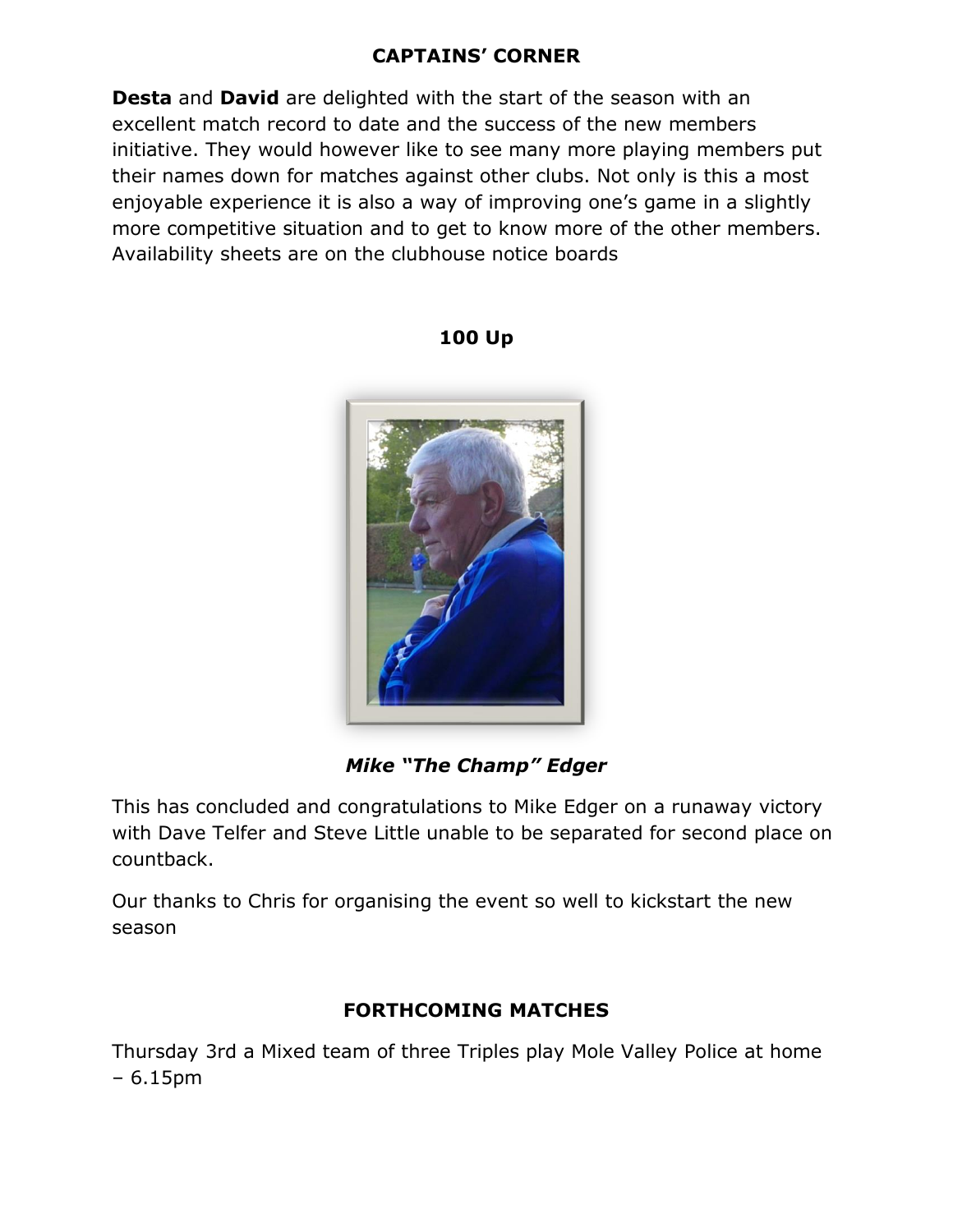## CAPTAINS' CORNER

**Desta** and **David** are delighted with the start of the season with an excellent match record to date and the success of the new members initiative. They would however like to see many more playing members put their names down for matches against other clubs. Not only is this a most enjoyable experience it is also a way of improving one's game in a slightly more competitive situation and to get to know more of the other members. Availability sheets are on the clubhouse notice boards

## 100 Up

***Mike "The Champ" Edger***

This has concluded and congratulations to Mike Edger on a runaway victory with Dave Telfer and Steve Little unable to be separated for second place on countback.

Our thanks to Chris for organising the event so well to kickstart the new season

## FORTHCOMING MATCHES

Thursday 3rd a Mixed team of three Triples play Mole Valley Police at home – 6.15pm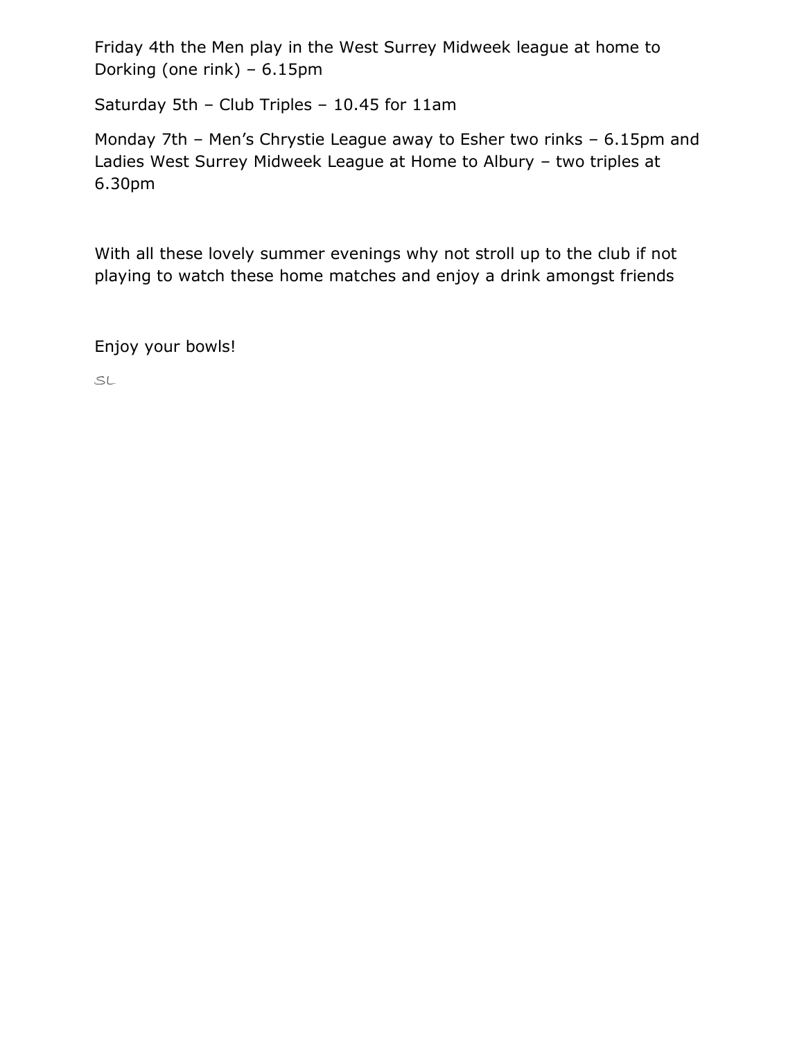Friday 4th the Men play in the West Surrey Midweek league at home to Dorking (one rink) – 6.15pm

Saturday 5th – Club Triples – 10.45 for 11am

Monday 7th – Men's Chrystie League away to Esher two rinks – 6.15pm and Ladies West Surrey Midweek League at Home to Albury – two triples at 6.30pm

With all these lovely summer evenings why not stroll up to the club if not playing to watch these home matches and enjoy a drink amongst friends

Enjoy your bowls!

SL